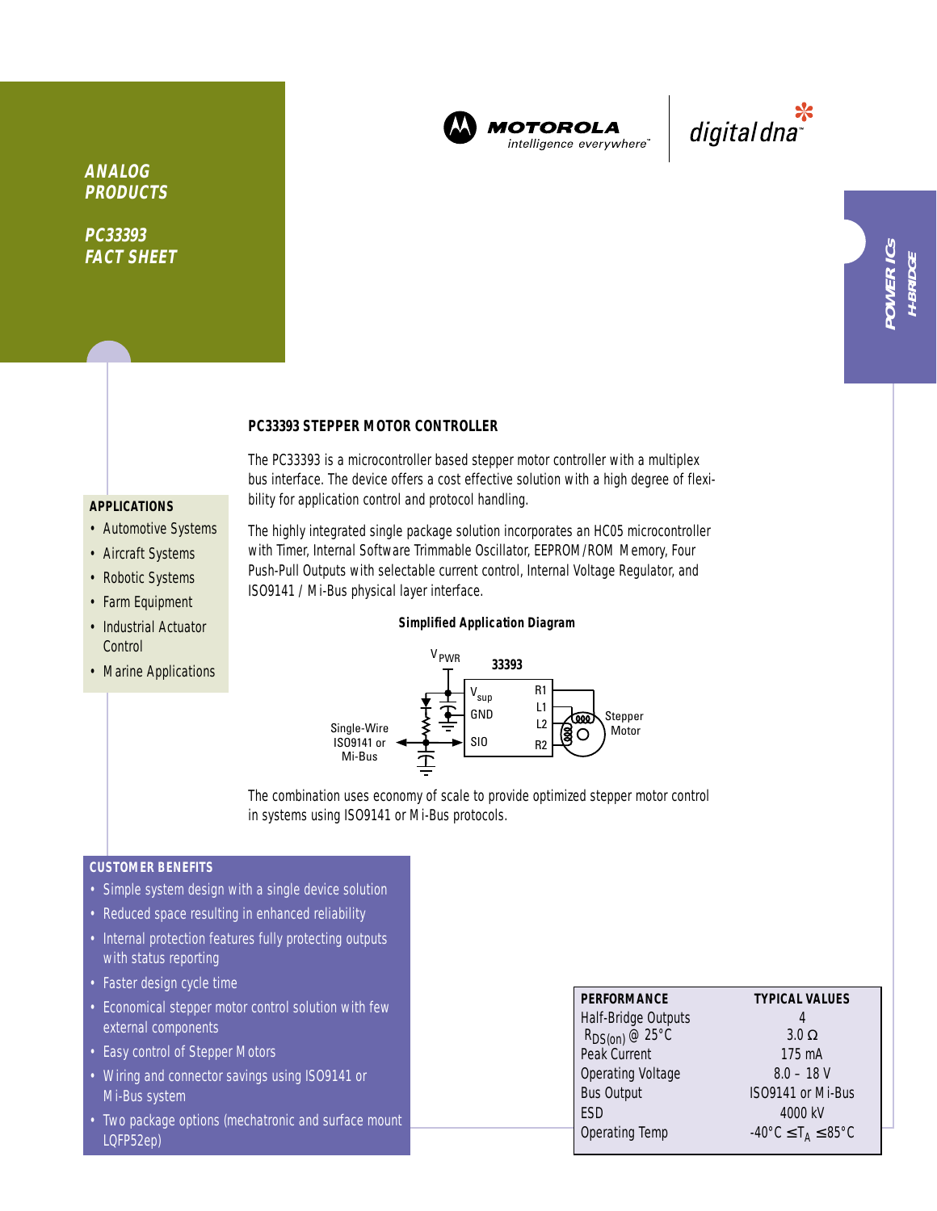**ANALOG PRODUCTS**

**PC33393 FACT SHEET**

MOTOROLA intelligence everywhere™ | digital dna™

**POWER ICs H-BRIDGE**

## PC33393 STEPPER MOTOR CONTROLLER

The PC33393 is a microcontroller based stepper motor controller with a multiplex bus interface. The device offers a cost effective solution with a high degree of flexibility for application control and protocol handling.

The highly integrated single package solution incorporates an HC05 microcontroller with Timer, Internal Software Trimmable Oscillator, EEPROM/ROM Memory, Four Push-Pull Outputs with selectable current control, Internal Voltage Regulator, and ISO9141 / Mi-Bus physical layer interface.

**Simplified Application Diagram**

$V_{PWR}$ — 33393 ($V_{sup}$, GND, SIO, R1, L1, L2, R2) — Stepper Motor — Single-Wire ISO9141 or Mi-Bus

The combination uses economy of scale to provide optimized stepper motor control in systems using ISO9141 or Mi-Bus protocols.

### APPLICATIONS

- Automotive Systems
- Aircraft Systems
- Robotic Systems
- Farm Equipment
- Industrial Actuator Control
- Marine Applications

### CUSTOMER BENEFITS

- Simple system design with a single device solution
- Reduced space resulting in enhanced reliability
- Internal protection features fully protecting outputs with status reporting
- Faster design cycle time
- Economical stepper motor control solution with few external components
- Easy control of Stepper Motors
- Wiring and connector savings using ISO9141 or Mi-Bus system
- Two package options (mechatronic and surface mount LQFP52ep)

| PERFORMANCE | TYPICAL VALUES |
|---|---|
| Half-Bridge Outputs | 4 |
| $R_{DS(on)}$ @ 25°C | 3.0 Ω |
| Peak Current | 175 mA |
| Operating Voltage | 8.0 – 18 V |
| Bus Output | ISO9141 or Mi-Bus |
| ESD | 4000 kV |
| Operating Temp | $-40°C \leq T_A \leq 85°C$ |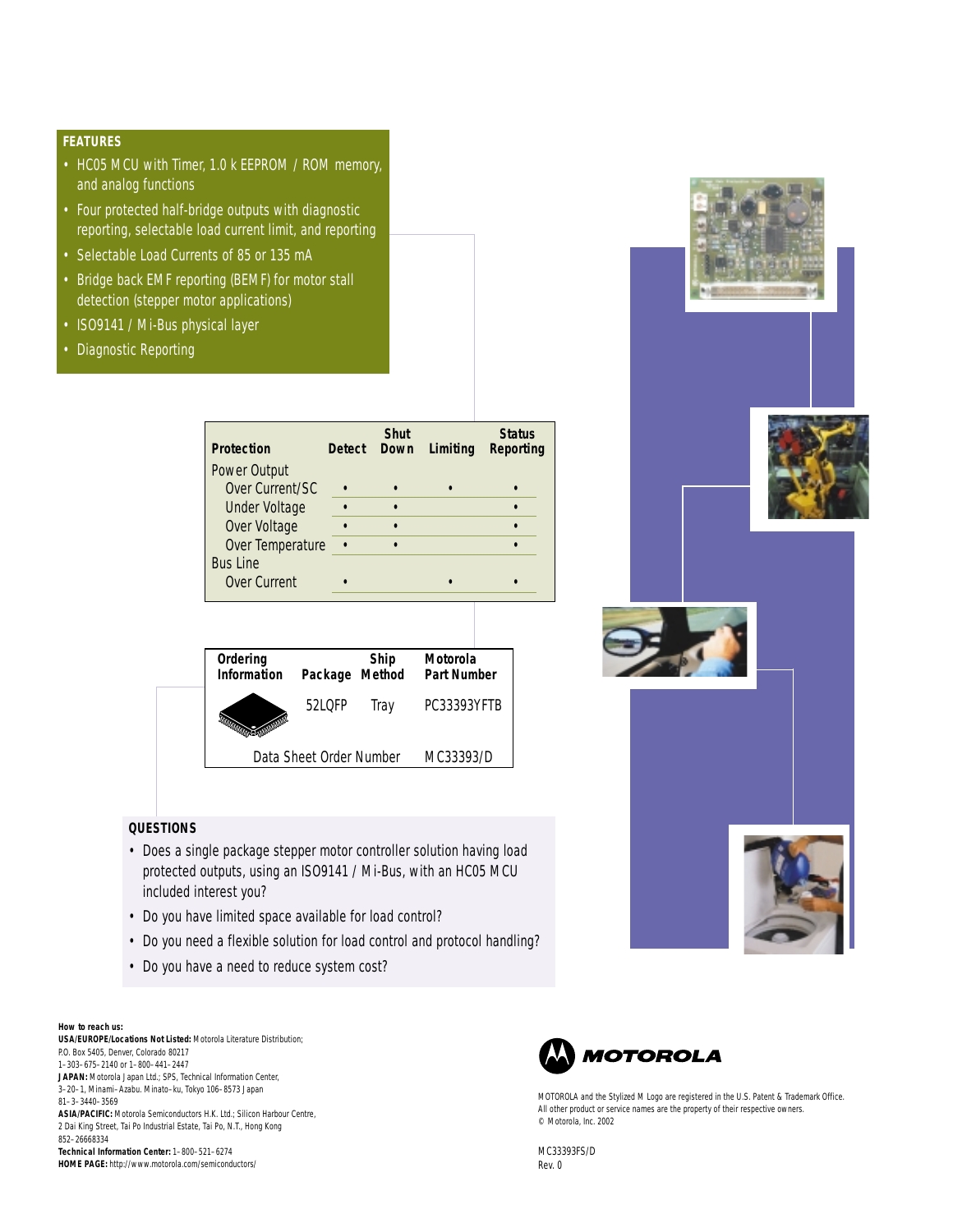## FEATURES

- HC05 MCU with Timer, 1.0 k EEPROM / ROM memory, and analog functions
- Four protected half-bridge outputs with diagnostic reporting, selectable load current limit, and reporting
- Selectable Load Currents of 85 or 135 mA
- Bridge back EMF reporting (BEMF) for motor stall detection (stepper motor applications)
- ISO9141 / Mi-Bus physical layer
- Diagnostic Reporting

| Protection | Detect | Shut Down | Limiting | Status Reporting |
|---|---|---|---|---|
| Power Output | | | | |
| Over Current/SC | • | • | • | • |
| Under Voltage | • | • | | • |
| Over Voltage | • | • | | • |
| Over Temperature | • | • | | • |
| Bus Line | | | | |
| Over Current | • | | • | • |

| Ordering Information | Package | Ship Method | Motorola Part Number |
|---|---|---|---|
| | 52LQFP | Tray | PC33393YFTB |
| Data Sheet Order Number | | | MC33393/D |

## QUESTIONS

- Does a single package stepper motor controller solution having load protected outputs, using an ISO9141 / Mi-Bus, with an HC05 MCU included interest you?
- Do you have limited space available for load control?
- Do you need a flexible solution for load control and protocol handling?
- Do you have a need to reduce system cost?

**How to reach us:**
**USA/EUROPE/Locations Not Listed:** Motorola Literature Distribution;
P.O. Box 5405, Denver, Colorado 80217
1–303–675–2140 or 1–800–441–2447
**JAPAN:** Motorola Japan Ltd.; SPS, Technical Information Center,
3–20–1, Minami–Azabu. Minato–ku, Tokyo 106–8573 Japan
81–3–3440–3569
**ASIA/PACIFIC:** Motorola Semiconductors H.K. Ltd.; Silicon Harbour Centre,
2 Dai King Street, Tai Po Industrial Estate, Tai Po, N.T., Hong Kong
852–26668334
**Technical Information Center:** 1–800–521–6274
**HOME PAGE:** http://www.motorola.com/semiconductors/

MOTOROLA

MOTOROLA and the Stylized M Logo are registered in the U.S. Patent & Trademark Office.
All other product or service names are the property of their respective owners.
© Motorola, Inc. 2002

MC33393FS/D
Rev. 0